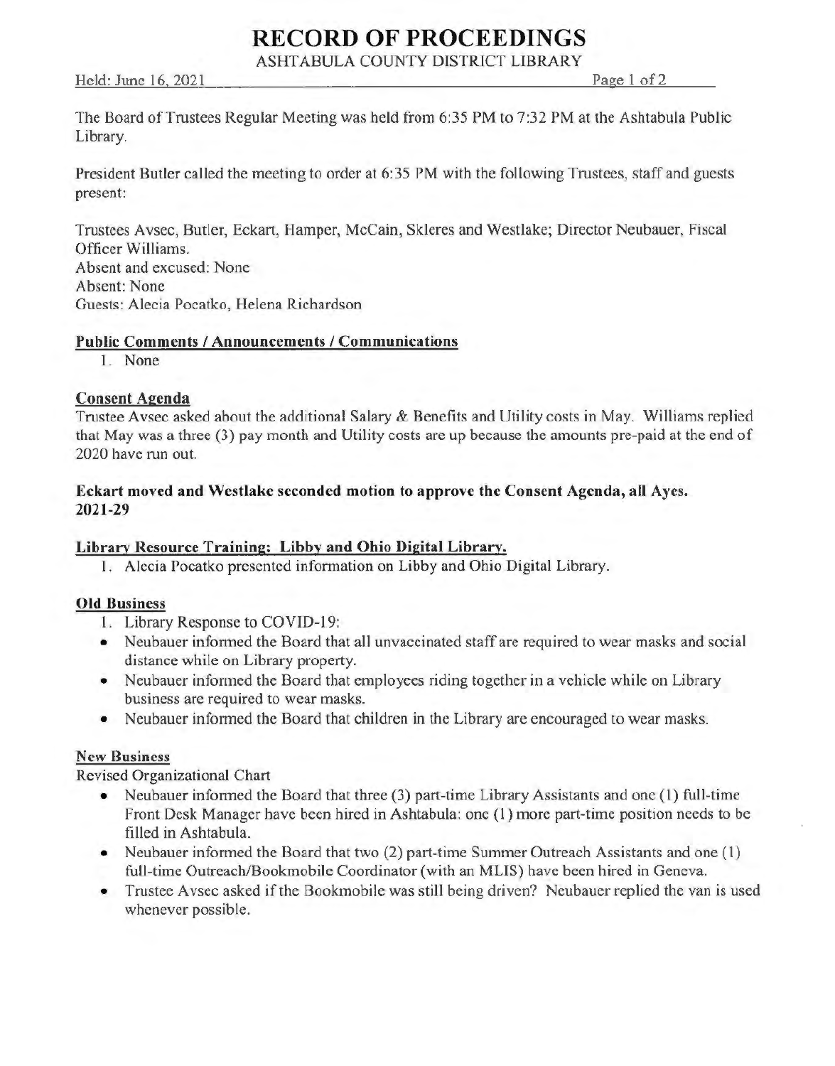# RECORD OF PROCEEDINGS

ASHTABULA COUNTY DISTRICT LIBRARY

Held: June 16, 2021

The Board of Trustees Regular Meeting was held from 6:35 PM to 7:32 PM at the Ashtabula Public Library.

President Butler called the meeting to order at 6:35 PM with the following Trustees, staff and guests present:

Trustees Avsec, Butler, Eckart, Hamper, McCain, Skleres and Westlake; Director Neubauer, Fiscal Officer Williams.
Absent and excused: None
Absent: None
Guests: Alecia Pocatko, Helena Richardson

## Public Comments / Announcements / Communications

1. None

## Consent Agenda

Trustee Avsec asked about the additional Salary & Benefits and Utility costs in May. Williams replied that May was a three (3) pay month and Utility costs are up because the amounts pre-paid at the end of 2020 have run out.

**Eckart moved and Westlake seconded motion to approve the Consent Agenda, all Ayes. 2021-29**

## Library Resource Training: Libby and Ohio Digital Library.

1. Alecia Pocatko presented information on Libby and Ohio Digital Library.

## Old Business

1. Library Response to COVID-19:

- Neubauer informed the Board that all unvaccinated staff are required to wear masks and social distance while on Library property.
- Neubauer informed the Board that employees riding together in a vehicle while on Library business are required to wear masks.
- Neubauer informed the Board that children in the Library are encouraged to wear masks.

## New Business

Revised Organizational Chart

- Neubauer informed the Board that three (3) part-time Library Assistants and one (1) full-time Front Desk Manager have been hired in Ashtabula; one (1) more part-time position needs to be filled in Ashtabula.
- Neubauer informed the Board that two (2) part-time Summer Outreach Assistants and one (1) full-time Outreach/Bookmobile Coordinator (with an MLIS) have been hired in Geneva.
- Trustee Avsec asked if the Bookmobile was still being driven? Neubauer replied the van is used whenever possible.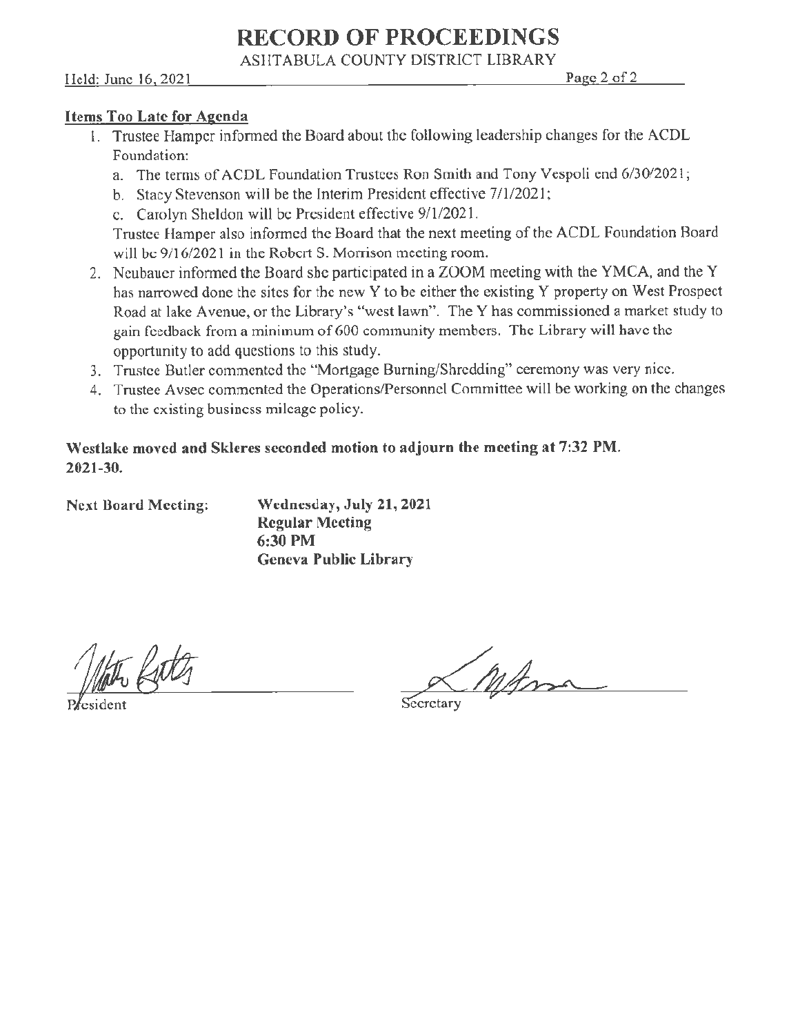# RECORD OF PROCEEDINGS

ASHTABULA COUNTY DISTRICT LIBRARY

Held: June 16, 2021

**Items Too Late for Agenda**

1. Trustee Hamper informed the Board about the following leadership changes for the ACDL Foundation:
   a. The terms of ACDL Foundation Trustees Ron Smith and Tony Vespoli end 6/30/2021;
   b. Stacy Stevenson will be the Interim President effective 7/1/2021;
   c. Carolyn Sheldon will be President effective 9/1/2021.

   Trustee Hamper also informed the Board that the next meeting of the ACDL Foundation Board will be 9/16/2021 in the Robert S. Morrison meeting room.
2. Neubauer informed the Board she participated in a ZOOM meeting with the YMCA, and the Y has narrowed done the sites for the new Y to be either the existing Y property on West Prospect Road at lake Avenue, or the Library's "west lawn". The Y has commissioned a market study to gain feedback from a minimum of 600 community members. The Library will have the opportunity to add questions to this study.
3. Trustee Butler commented the "Mortgage Burning/Shredding" ceremony was very nice.
4. Trustee Avsec commented the Operations/Personnel Committee will be working on the changes to the existing business mileage policy.

**Westlake moved and Skleres seconded motion to adjourn the meeting at 7:32 PM.**
**2021-30.**

**Next Board Meeting:** **Wednesday, July 21, 2021**
**Regular Meeting**
**6:30 PM**
**Geneva Public Library**

President

Secretary